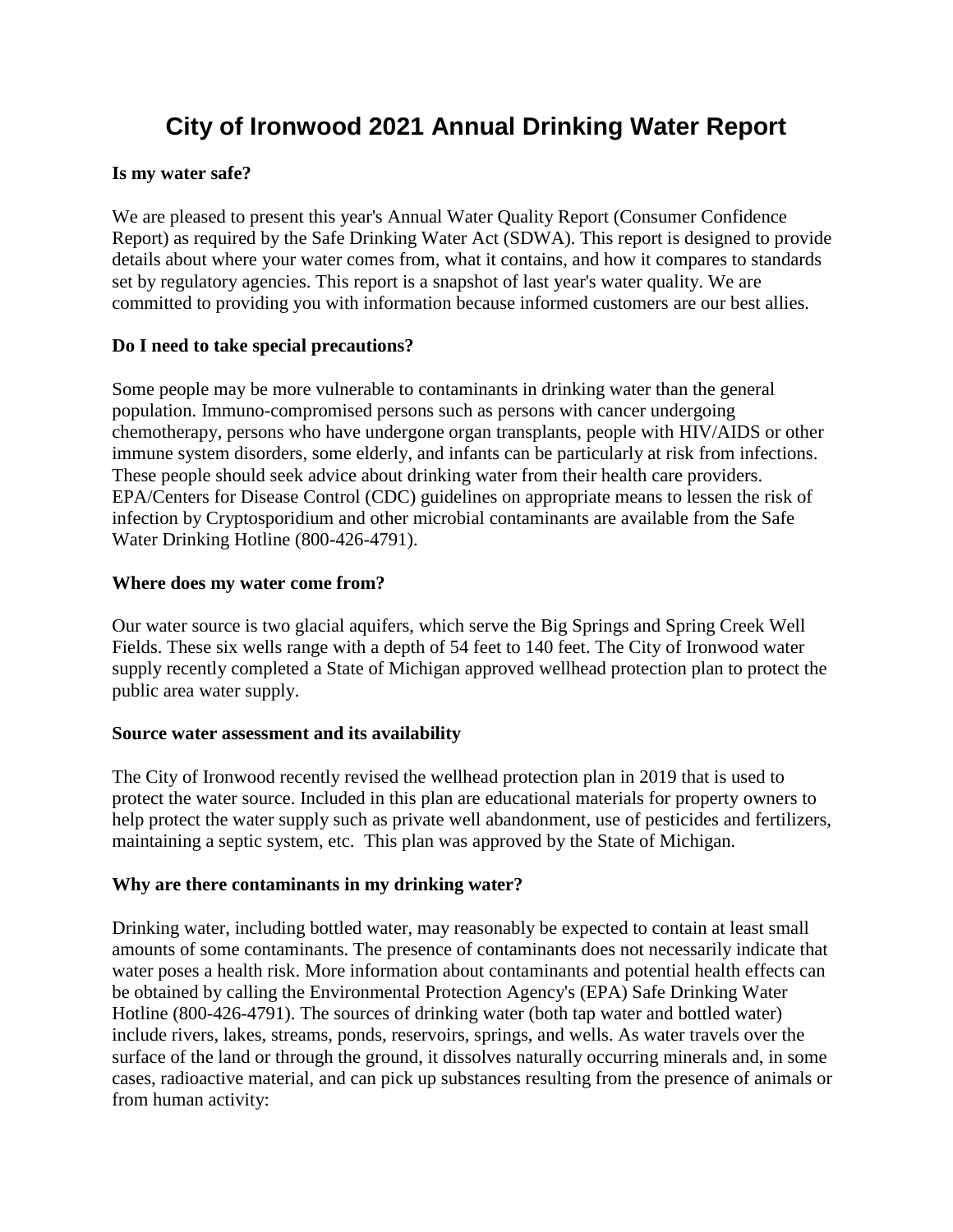# City of Ironwood 2021 Annual Drinking Water Report

**Is my water safe?**

We are pleased to present this year's Annual Water Quality Report (Consumer Confidence Report) as required by the Safe Drinking Water Act (SDWA). This report is designed to provide details about where your water comes from, what it contains, and how it compares to standards set by regulatory agencies. This report is a snapshot of last year's water quality. We are committed to providing you with information because informed customers are our best allies.

**Do I need to take special precautions?**

Some people may be more vulnerable to contaminants in drinking water than the general population. Immuno-compromised persons such as persons with cancer undergoing chemotherapy, persons who have undergone organ transplants, people with HIV/AIDS or other immune system disorders, some elderly, and infants can be particularly at risk from infections. These people should seek advice about drinking water from their health care providers. EPA/Centers for Disease Control (CDC) guidelines on appropriate means to lessen the risk of infection by Cryptosporidium and other microbial contaminants are available from the Safe Water Drinking Hotline (800-426-4791).

**Where does my water come from?**

Our water source is two glacial aquifers, which serve the Big Springs and Spring Creek Well Fields. These six wells range with a depth of 54 feet to 140 feet. The City of Ironwood water supply recently completed a State of Michigan approved wellhead protection plan to protect the public area water supply.

**Source water assessment and its availability**

The City of Ironwood recently revised the wellhead protection plan in 2019 that is used to protect the water source. Included in this plan are educational materials for property owners to help protect the water supply such as private well abandonment, use of pesticides and fertilizers, maintaining a septic system, etc. This plan was approved by the State of Michigan.

**Why are there contaminants in my drinking water?**

Drinking water, including bottled water, may reasonably be expected to contain at least small amounts of some contaminants. The presence of contaminants does not necessarily indicate that water poses a health risk. More information about contaminants and potential health effects can be obtained by calling the Environmental Protection Agency's (EPA) Safe Drinking Water Hotline (800-426-4791). The sources of drinking water (both tap water and bottled water) include rivers, lakes, streams, ponds, reservoirs, springs, and wells. As water travels over the surface of the land or through the ground, it dissolves naturally occurring minerals and, in some cases, radioactive material, and can pick up substances resulting from the presence of animals or from human activity: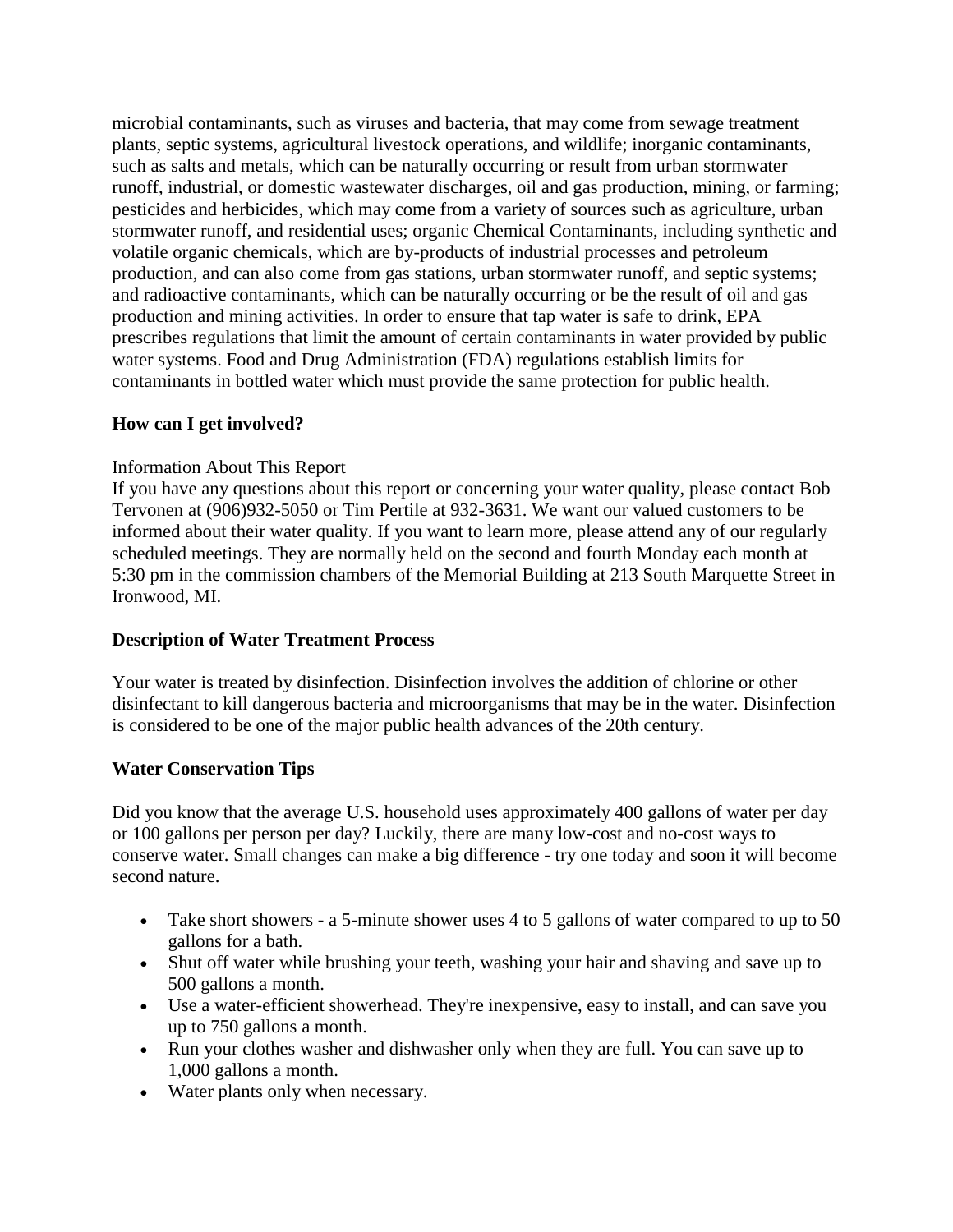microbial contaminants, such as viruses and bacteria, that may come from sewage treatment plants, septic systems, agricultural livestock operations, and wildlife; inorganic contaminants, such as salts and metals, which can be naturally occurring or result from urban stormwater runoff, industrial, or domestic wastewater discharges, oil and gas production, mining, or farming; pesticides and herbicides, which may come from a variety of sources such as agriculture, urban stormwater runoff, and residential uses; organic Chemical Contaminants, including synthetic and volatile organic chemicals, which are by-products of industrial processes and petroleum production, and can also come from gas stations, urban stormwater runoff, and septic systems; and radioactive contaminants, which can be naturally occurring or be the result of oil and gas production and mining activities. In order to ensure that tap water is safe to drink, EPA prescribes regulations that limit the amount of certain contaminants in water provided by public water systems. Food and Drug Administration (FDA) regulations establish limits for contaminants in bottled water which must provide the same protection for public health.

**How can I get involved?**

Information About This Report

If you have any questions about this report or concerning your water quality, please contact Bob Tervonen at (906)932-5050 or Tim Pertile at 932-3631. We want our valued customers to be informed about their water quality. If you want to learn more, please attend any of our regularly scheduled meetings. They are normally held on the second and fourth Monday each month at 5:30 pm in the commission chambers of the Memorial Building at 213 South Marquette Street in Ironwood, MI.

**Description of Water Treatment Process**

Your water is treated by disinfection. Disinfection involves the addition of chlorine or other disinfectant to kill dangerous bacteria and microorganisms that may be in the water. Disinfection is considered to be one of the major public health advances of the 20th century.

**Water Conservation Tips**

Did you know that the average U.S. household uses approximately 400 gallons of water per day or 100 gallons per person per day? Luckily, there are many low-cost and no-cost ways to conserve water. Small changes can make a big difference - try one today and soon it will become second nature.

- Take short showers - a 5-minute shower uses 4 to 5 gallons of water compared to up to 50 gallons for a bath.
- Shut off water while brushing your teeth, washing your hair and shaving and save up to 500 gallons a month.
- Use a water-efficient showerhead. They're inexpensive, easy to install, and can save you up to 750 gallons a month.
- Run your clothes washer and dishwasher only when they are full. You can save up to 1,000 gallons a month.
- Water plants only when necessary.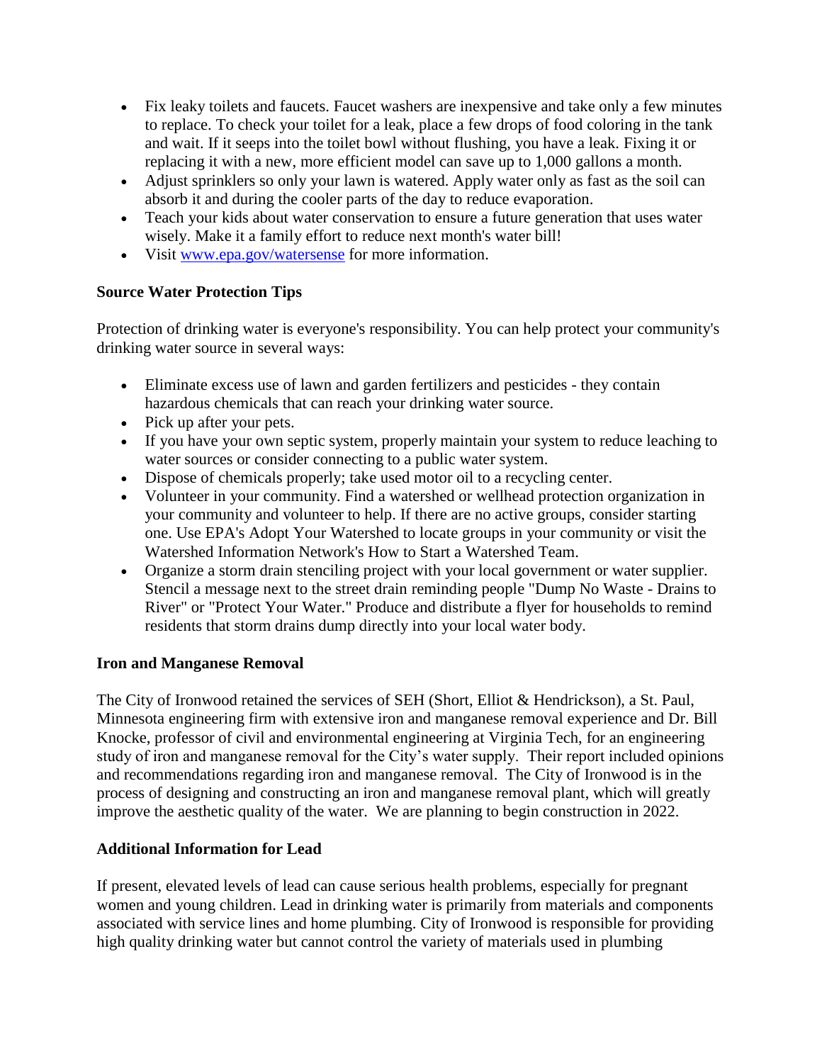- Fix leaky toilets and faucets. Faucet washers are inexpensive and take only a few minutes to replace. To check your toilet for a leak, place a few drops of food coloring in the tank and wait. If it seeps into the toilet bowl without flushing, you have a leak. Fixing it or replacing it with a new, more efficient model can save up to 1,000 gallons a month.
- Adjust sprinklers so only your lawn is watered. Apply water only as fast as the soil can absorb it and during the cooler parts of the day to reduce evaporation.
- Teach your kids about water conservation to ensure a future generation that uses water wisely. Make it a family effort to reduce next month's water bill!
- Visit [www.epa.gov/watersense](http://www.epa.gov/watersense) for more information.

**Source Water Protection Tips**

Protection of drinking water is everyone's responsibility. You can help protect your community's drinking water source in several ways:

- Eliminate excess use of lawn and garden fertilizers and pesticides - they contain hazardous chemicals that can reach your drinking water source.
- Pick up after your pets.
- If you have your own septic system, properly maintain your system to reduce leaching to water sources or consider connecting to a public water system.
- Dispose of chemicals properly; take used motor oil to a recycling center.
- Volunteer in your community. Find a watershed or wellhead protection organization in your community and volunteer to help. If there are no active groups, consider starting one. Use EPA's Adopt Your Watershed to locate groups in your community or visit the Watershed Information Network's How to Start a Watershed Team.
- Organize a storm drain stenciling project with your local government or water supplier. Stencil a message next to the street drain reminding people "Dump No Waste - Drains to River" or "Protect Your Water." Produce and distribute a flyer for households to remind residents that storm drains dump directly into your local water body.

**Iron and Manganese Removal**

The City of Ironwood retained the services of SEH (Short, Elliot & Hendrickson), a St. Paul, Minnesota engineering firm with extensive iron and manganese removal experience and Dr. Bill Knocke, professor of civil and environmental engineering at Virginia Tech, for an engineering study of iron and manganese removal for the City's water supply. Their report included opinions and recommendations regarding iron and manganese removal. The City of Ironwood is in the process of designing and constructing an iron and manganese removal plant, which will greatly improve the aesthetic quality of the water. We are planning to begin construction in 2022.

**Additional Information for Lead**

If present, elevated levels of lead can cause serious health problems, especially for pregnant women and young children. Lead in drinking water is primarily from materials and components associated with service lines and home plumbing. City of Ironwood is responsible for providing high quality drinking water but cannot control the variety of materials used in plumbing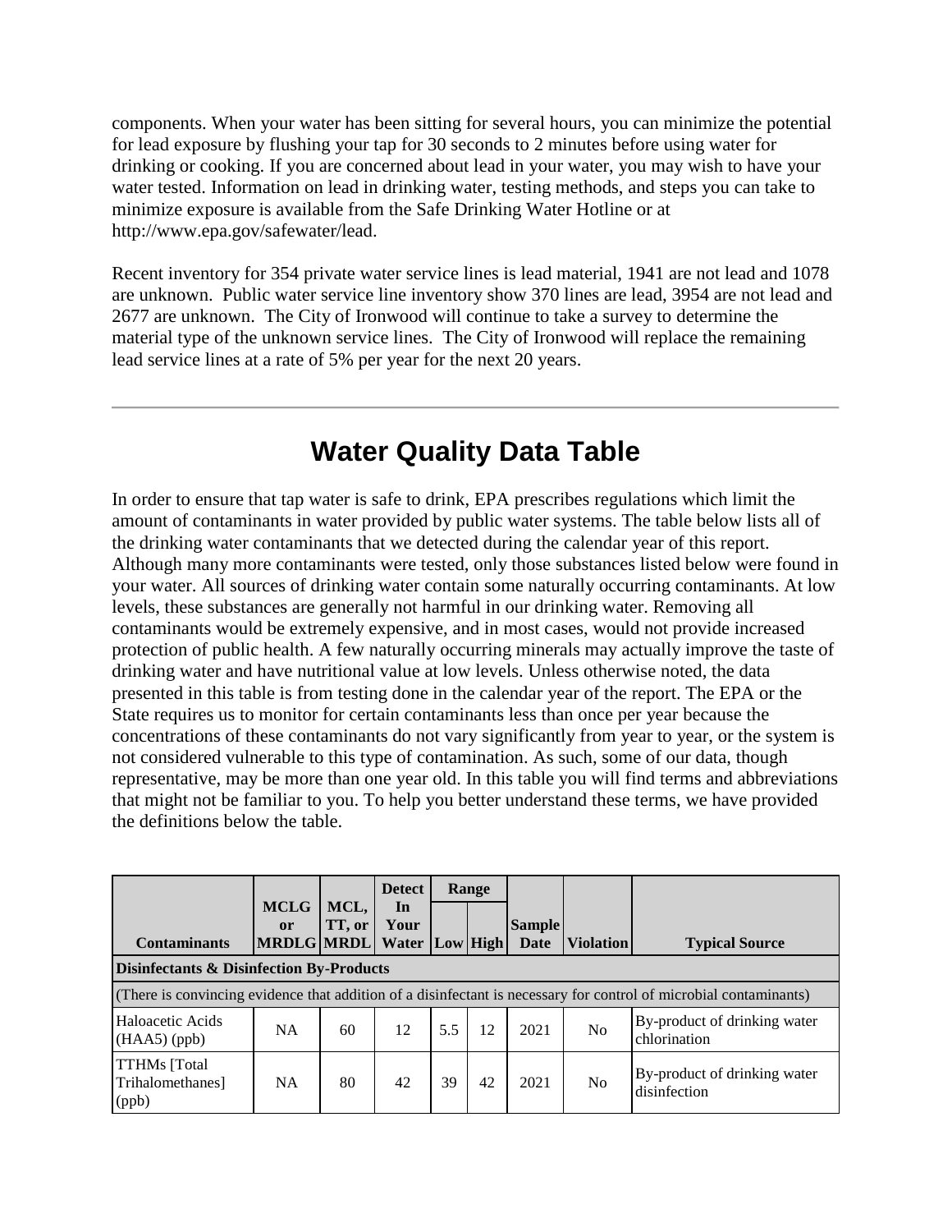components. When your water has been sitting for several hours, you can minimize the potential for lead exposure by flushing your tap for 30 seconds to 2 minutes before using water for drinking or cooking. If you are concerned about lead in your water, you may wish to have your water tested. Information on lead in drinking water, testing methods, and steps you can take to minimize exposure is available from the Safe Drinking Water Hotline or at http://www.epa.gov/safewater/lead.

Recent inventory for 354 private water service lines is lead material, 1941 are not lead and 1078 are unknown. Public water service line inventory show 370 lines are lead, 3954 are not lead and 2677 are unknown. The City of Ironwood will continue to take a survey to determine the material type of the unknown service lines. The City of Ironwood will replace the remaining lead service lines at a rate of 5% per year for the next 20 years.

---

# Water Quality Data Table

In order to ensure that tap water is safe to drink, EPA prescribes regulations which limit the amount of contaminants in water provided by public water systems. The table below lists all of the drinking water contaminants that we detected during the calendar year of this report. Although many more contaminants were tested, only those substances listed below were found in your water. All sources of drinking water contain some naturally occurring contaminants. At low levels, these substances are generally not harmful in our drinking water. Removing all contaminants would be extremely expensive, and in most cases, would not provide increased protection of public health. A few naturally occurring minerals may actually improve the taste of drinking water and have nutritional value at low levels. Unless otherwise noted, the data presented in this table is from testing done in the calendar year of the report. The EPA or the State requires us to monitor for certain contaminants less than once per year because the concentrations of these contaminants do not vary significantly from year to year, or the system is not considered vulnerable to this type of contamination. As such, some of our data, though representative, may be more than one year old. In this table you will find terms and abbreviations that might not be familiar to you. To help you better understand these terms, we have provided the definitions below the table.

| Contaminants | MCLG or MRDLG | MCL, TT, or MRDL | Detect In Your Water | Range | | Sample Date | Violation | Typical Source |
|---|---|---|---|---|---|---|---|---|
| | | | | Low | High | | | |
| **Disinfectants & Disinfection By-Products** | | | | | | | | |
| (There is convincing evidence that addition of a disinfectant is necessary for control of microbial contaminants) | | | | | | | | |
| Haloacetic Acids (HAA5) (ppb) | NA | 60 | 12 | 5.5 | 12 | 2021 | No | By-product of drinking water chlorination |
| TTHMs [Total Trihalomethanes] (ppb) | NA | 80 | 42 | 39 | 42 | 2021 | No | By-product of drinking water disinfection |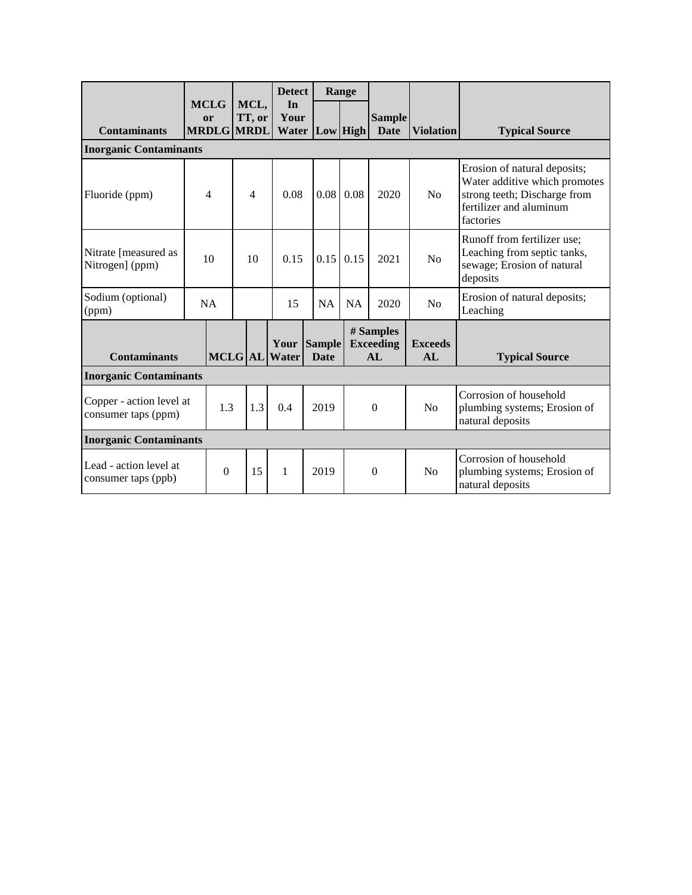| Contaminants | MCLG or MRDLG | MCL, TT, or MRDL | Detect In Your Water | Range Low | Range High | Sample Date | Violation | Typical Source |
|---|---|---|---|---|---|---|---|---|
| **Inorganic Contaminants** | | | | | | | | |
| Fluoride (ppm) | 4 | 4 | 0.08 | 0.08 | 0.08 | 2020 | No | Erosion of natural deposits; Water additive which promotes strong teeth; Discharge from fertilizer and aluminum factories |
| Nitrate [measured as Nitrogen] (ppm) | 10 | 10 | 0.15 | 0.15 | 0.15 | 2021 | No | Runoff from fertilizer use; Leaching from septic tanks, sewage; Erosion of natural deposits |
| Sodium (optional) (ppm) | NA | | 15 | NA | NA | 2020 | No | Erosion of natural deposits; Leaching |

| Contaminants | MCLG | AL | Your Water | Sample Date | # Samples Exceeding AL | Exceeds AL | Typical Source |
|---|---|---|---|---|---|---|---|
| **Inorganic Contaminants** | | | | | | | |
| Copper - action level at consumer taps (ppm) | 1.3 | 1.3 | 0.4 | 2019 | 0 | No | Corrosion of household plumbing systems; Erosion of natural deposits |
| **Inorganic Contaminants** | | | | | | | |
| Lead - action level at consumer taps (ppb) | 0 | 15 | 1 | 2019 | 0 | No | Corrosion of household plumbing systems; Erosion of natural deposits |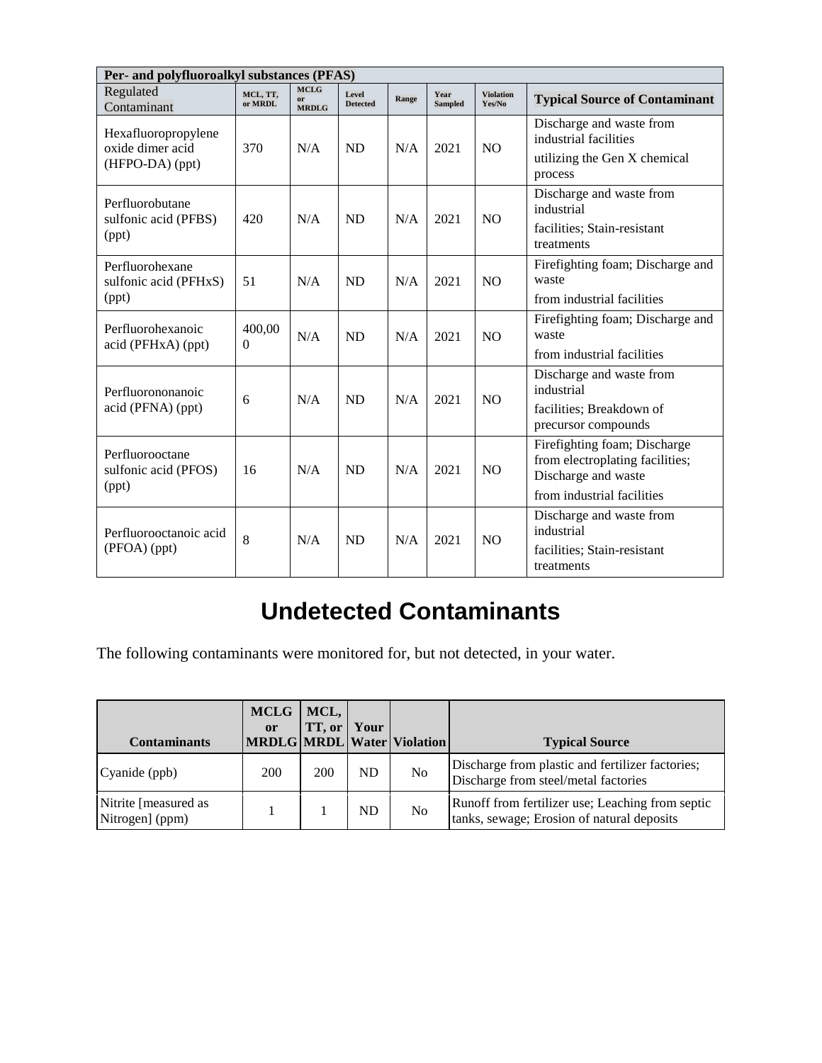| Per- and polyfluoroalkyl substances (PFAS) | | | | | | | |
|---|---|---|---|---|---|---|---|
| Regulated Contaminant | MCL, TT, or MRDL | MCLG or MRDLG | Level Detected | Range | Year Sampled | Violation Yes/No | Typical Source of Contaminant |
| Hexafluoropropylene oxide dimer acid (HFPO-DA) (ppt) | 370 | N/A | ND | N/A | 2021 | NO | Discharge and waste from industrial facilities utilizing the Gen X chemical process |
| Perfluorobutane sulfonic acid (PFBS) (ppt) | 420 | N/A | ND | N/A | 2021 | NO | Discharge and waste from industrial facilities; Stain-resistant treatments |
| Perfluorohexane sulfonic acid (PFHxS) (ppt) | 51 | N/A | ND | N/A | 2021 | NO | Firefighting foam; Discharge and waste from industrial facilities |
| Perfluorohexanoic acid (PFHxA) (ppt) | 400,000 | N/A | ND | N/A | 2021 | NO | Firefighting foam; Discharge and waste from industrial facilities |
| Perfluorononanoic acid (PFNA) (ppt) | 6 | N/A | ND | N/A | 2021 | NO | Discharge and waste from industrial facilities; Breakdown of precursor compounds |
| Perfluorooctane sulfonic acid (PFOS) (ppt) | 16 | N/A | ND | N/A | 2021 | NO | Firefighting foam; Discharge from electroplating facilities; Discharge and waste from industrial facilities |
| Perfluorooctanoic acid (PFOA) (ppt) | 8 | N/A | ND | N/A | 2021 | NO | Discharge and waste from industrial facilities; Stain-resistant treatments |

# Undetected Contaminants

The following contaminants were monitored for, but not detected, in your water.

| Contaminants | MCLG or MRDLG | MCL, TT, or MRDL | Your Water | Violation | Typical Source |
|---|---|---|---|---|---|
| Cyanide (ppb) | 200 | 200 | ND | No | Discharge from plastic and fertilizer factories; Discharge from steel/metal factories |
| Nitrite [measured as Nitrogen] (ppm) | 1 | 1 | ND | No | Runoff from fertilizer use; Leaching from septic tanks, sewage; Erosion of natural deposits |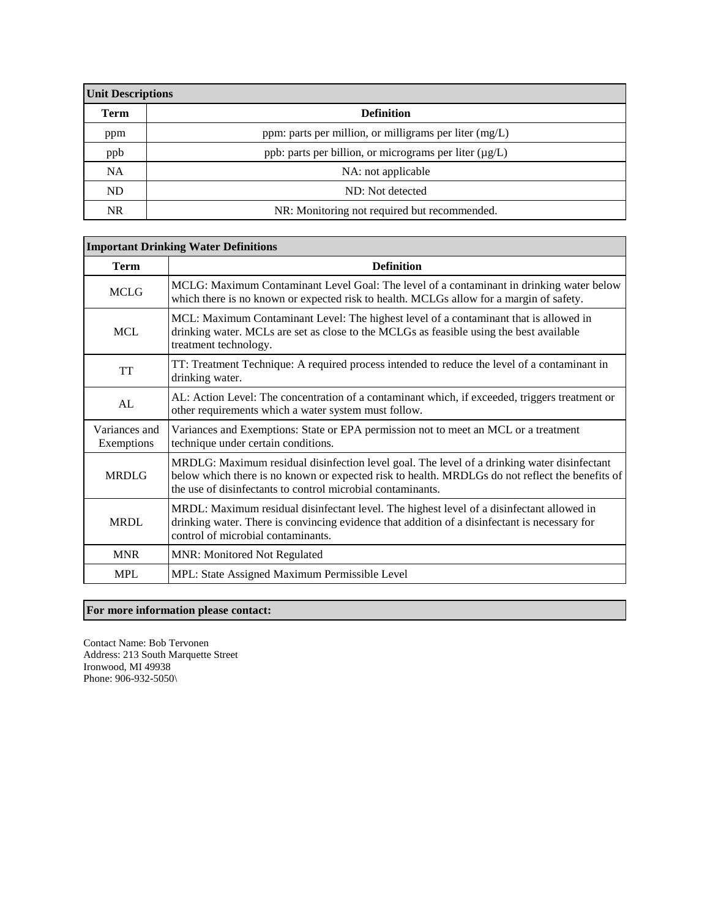| Unit Descriptions | |
|---|---|
| **Term** | **Definition** |
| ppm | ppm: parts per million, or milligrams per liter (mg/L) |
| ppb | ppb: parts per billion, or micrograms per liter (µg/L) |
| NA | NA: not applicable |
| ND | ND: Not detected |
| NR | NR: Monitoring not required but recommended. |

| Important Drinking Water Definitions | |
|---|---|
| **Term** | **Definition** |
| MCLG | MCLG: Maximum Contaminant Level Goal: The level of a contaminant in drinking water below which there is no known or expected risk to health. MCLGs allow for a margin of safety. |
| MCL | MCL: Maximum Contaminant Level: The highest level of a contaminant that is allowed in drinking water. MCLs are set as close to the MCLGs as feasible using the best available treatment technology. |
| TT | TT: Treatment Technique: A required process intended to reduce the level of a contaminant in drinking water. |
| AL | AL: Action Level: The concentration of a contaminant which, if exceeded, triggers treatment or other requirements which a water system must follow. |
| Variances and Exemptions | Variances and Exemptions: State or EPA permission not to meet an MCL or a treatment technique under certain conditions. |
| MRDLG | MRDLG: Maximum residual disinfection level goal. The level of a drinking water disinfectant below which there is no known or expected risk to health. MRDLGs do not reflect the benefits of the use of disinfectants to control microbial contaminants. |
| MRDL | MRDL: Maximum residual disinfectant level. The highest level of a disinfectant allowed in drinking water. There is convincing evidence that addition of a disinfectant is necessary for control of microbial contaminants. |
| MNR | MNR: Monitored Not Regulated |
| MPL | MPL: State Assigned Maximum Permissible Level |

**For more information please contact:**

Contact Name: Bob Tervonen
Address: 213 South Marquette Street
Ironwood, MI 49938
Phone: 906-932-5050\